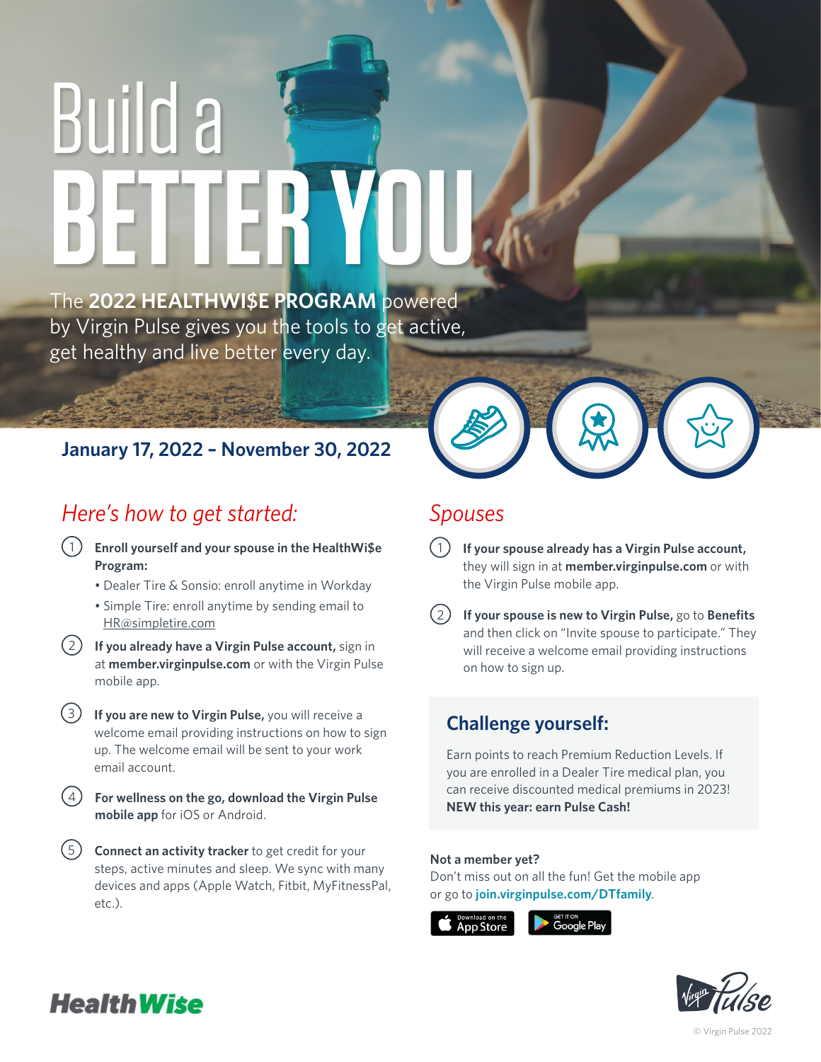# Build a BETTER YOU

The **2022 HEALTHWI$E PROGRAM** powered by Virgin Pulse gives you the tools to get active, get healthy and live better every day.

## January 17, 2022 – November 30, 2022

## *Here's how to get started:*

1. **Enroll yourself and your spouse in the HealthWi$e Program:**
   - Dealer Tire & Sonsio: enroll anytime in Workday
   - Simple Tire: enroll anytime by sending email to HR@simpletire.com
2. **If you already have a Virgin Pulse account,** sign in at **member.virginpulse.com** or with the Virgin Pulse mobile app.
3. **If you are new to Virgin Pulse,** you will receive a welcome email providing instructions on how to sign up. The welcome email will be sent to your work email account.
4. **For wellness on the go, download the Virgin Pulse mobile app** for iOS or Android.
5. **Connect an activity tracker** to get credit for your steps, active minutes and sleep. We sync with many devices and apps (Apple Watch, Fitbit, MyFitnessPal, etc.).

## *Spouses*

1. **If your spouse already has a Virgin Pulse account,** they will sign in at **member.virginpulse.com** or with the Virgin Pulse mobile app.
2. **If your spouse is new to Virgin Pulse,** go to **Benefits** and then click on "Invite spouse to participate." They will receive a welcome email providing instructions on how to sign up.

## Challenge yourself:

Earn points to reach Premium Reduction Levels. If you are enrolled in a Dealer Tire medical plan, you can receive discounted medical premiums in 2023!
**NEW this year: earn Pulse Cash!**

**Not a member yet?**
Don't miss out on all the fun! Get the mobile app or go to **join.virginpulse.com/DTfamily**.

Download on the App Store | GET IT ON Google Play

HealthWi$e

Virgin Pulse

© Virgin Pulse 2022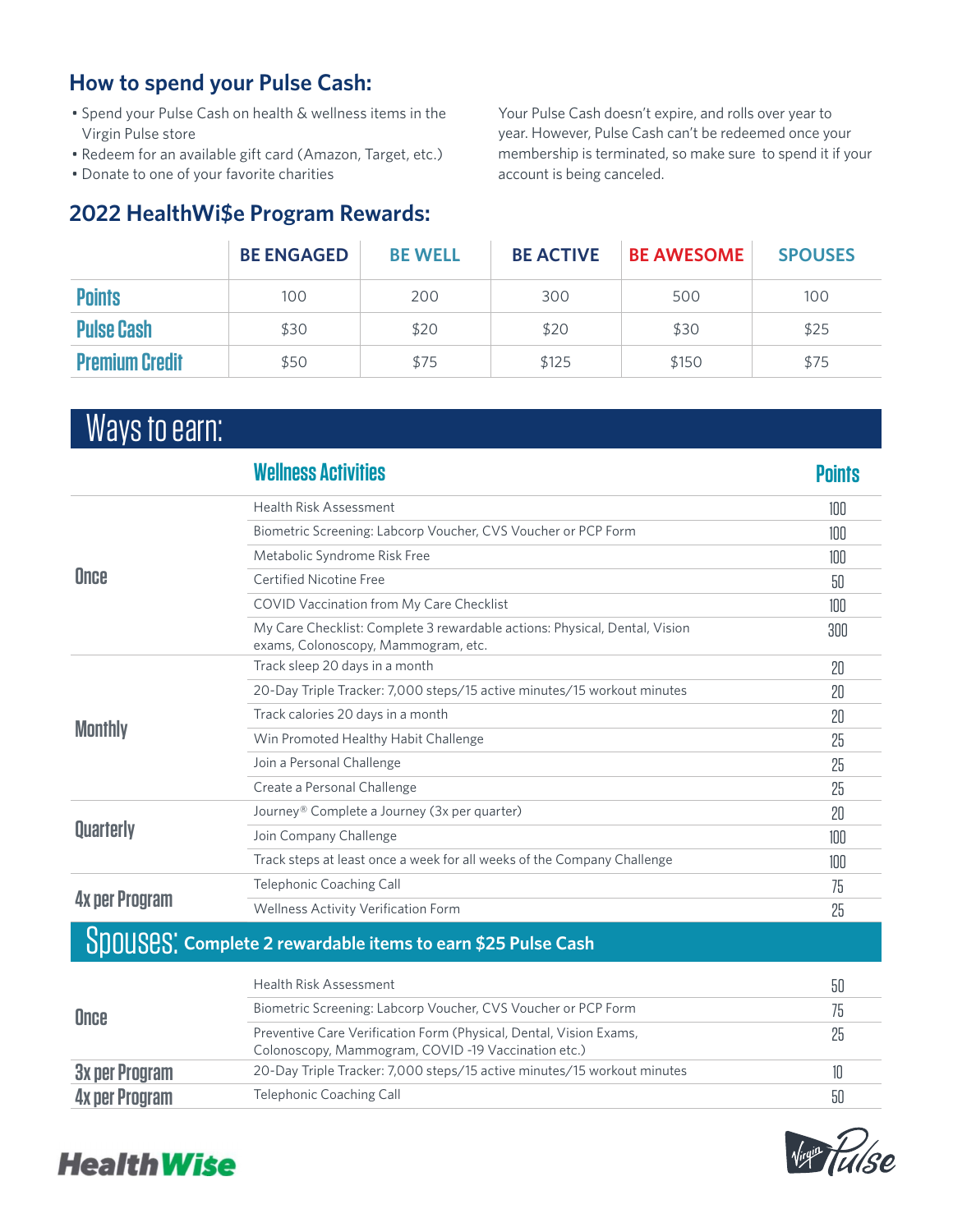## How to spend your Pulse Cash:

- Spend your Pulse Cash on health & wellness items in the Virgin Pulse store
- Redeem for an available gift card (Amazon, Target, etc.)
- Donate to one of your favorite charities

Your Pulse Cash doesn't expire, and rolls over year to year. However, Pulse Cash can't be redeemed once your membership is terminated, so make sure to spend it if your account is being canceled.

## 2022 HealthWi$e Program Rewards:

| | BE ENGAGED | BE WELL | BE ACTIVE | BE AWESOME | SPOUSES |
|---|---|---|---|---|---|
| **Points** | 100 | 200 | 300 | 500 | 100 |
| **Pulse Cash** | $30 | $20 | $20 | $30 | $25 |
| **Premium Credit** | $50 | $75 | $125 | $150 | $75 |

## Ways to earn:

| | Wellness Activities | Points |
|---|---|---|
| **Once** | Health Risk Assessment | 100 |
| | Biometric Screening: Labcorp Voucher, CVS Voucher or PCP Form | 100 |
| | Metabolic Syndrome Risk Free | 100 |
| | Certified Nicotine Free | 50 |
| | COVID Vaccination from My Care Checklist | 100 |
| | My Care Checklist: Complete 3 rewardable actions: Physical, Dental, Vision exams, Colonoscopy, Mammogram, etc. | 300 |
| **Monthly** | Track sleep 20 days in a month | 20 |
| | 20-Day Triple Tracker: 7,000 steps/15 active minutes/15 workout minutes | 20 |
| | Track calories 20 days in a month | 20 |
| | Win Promoted Healthy Habit Challenge | 25 |
| | Join a Personal Challenge | 25 |
| | Create a Personal Challenge | 25 |
| **Quarterly** | Journey® Complete a Journey (3x per quarter) | 20 |
| | Join Company Challenge | 100 |
| | Track steps at least once a week for all weeks of the Company Challenge | 100 |
| **4x per Program** | Telephonic Coaching Call | 75 |
| | Wellness Activity Verification Form | 25 |

## Spouses: Complete 2 rewardable items to earn $25 Pulse Cash

| | | |
|---|---|---|
| **Once** | Health Risk Assessment | 50 |
| | Biometric Screening: Labcorp Voucher, CVS Voucher or PCP Form | 75 |
| | Preventive Care Verification Form (Physical, Dental, Vision Exams, Colonoscopy, Mammogram, COVID -19 Vaccination etc.) | 25 |
| **3x per Program** | 20-Day Triple Tracker: 7,000 steps/15 active minutes/15 workout minutes | 10 |
| **4x per Program** | Telephonic Coaching Call | 50 |

HealthWi$e

Virgin Pulse